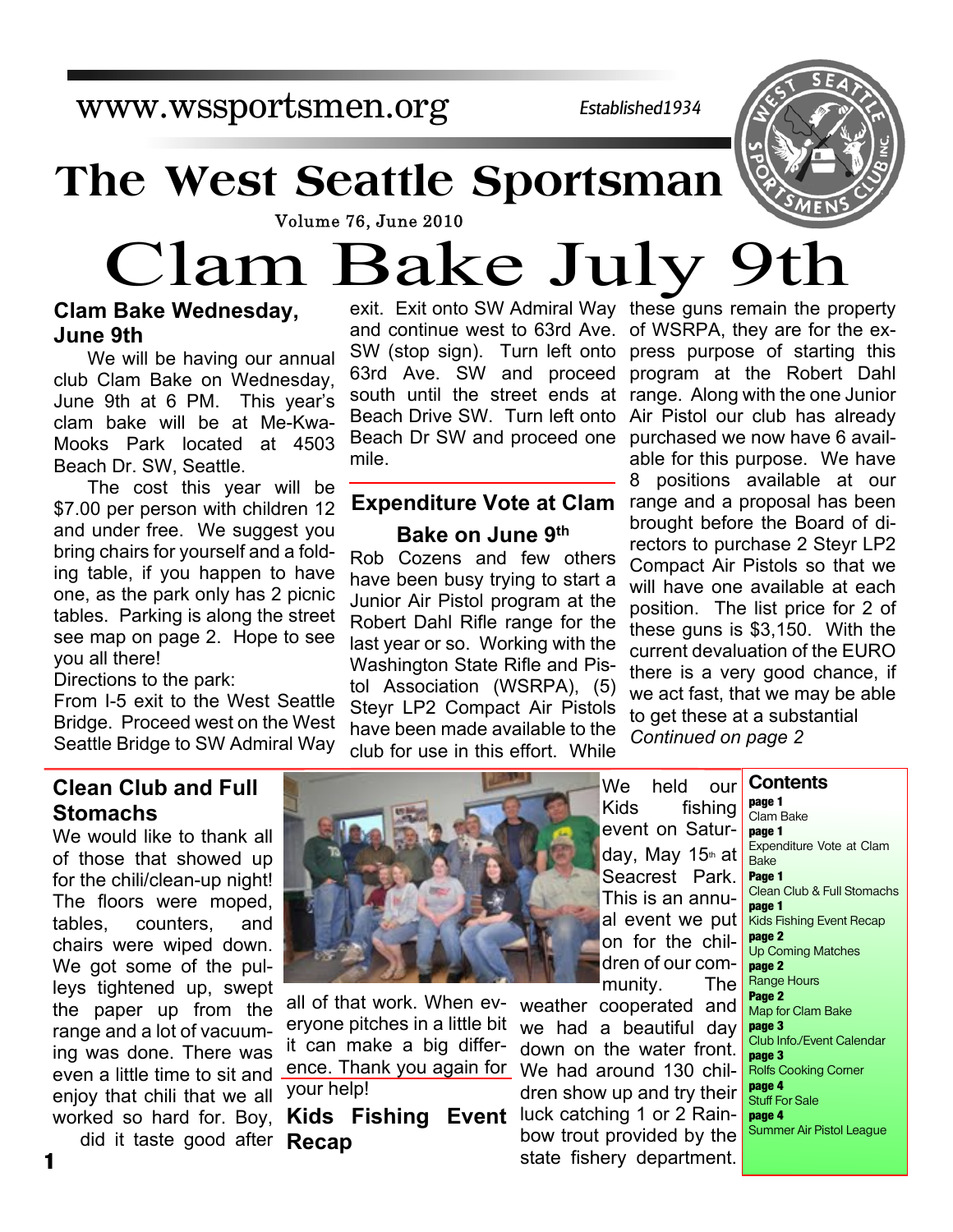www.wssportsmen.org

Established1934

# The West Seattle Sportsman

Volume 76, June 2010

# Clam Bake July 9th

## Clam Bake Wednesday, June 9th

We will be having our annual club Clam Bake on Wednesday, June 9th at 6 PM. This year's clam bake will be at Me-Kwa-Mooks Park located at 4503 Beach Dr. SW, Seattle.

The cost this year will be $7.00 per person with children 12 and under free. We suggest you bring chairs for yourself and a folding table, if you happen to have one, as the park only has 2 picnic tables. Parking is along the street see map on page 2. Hope to see you all there!

Directions to the park:

From I-5 exit to the West Seattle Bridge. Proceed west on the West Seattle Bridge to SW Admiral Way exit. Exit onto SW Admiral Way and continue west to 63rd Ave. SW (stop sign). Turn left onto 63rd Ave. SW and proceed south until the street ends at Beach Drive SW. Turn left onto Beach Dr SW and proceed one mile.

## Expenditure Vote at Clam Bake on June 9th

Rob Cozens and few others have been busy trying to start a Junior Air Pistol program at the Robert Dahl Rifle range for the last year or so. Working with the Washington State Rifle and Pistol Association (WSRPA), (5) Steyr LP2 Compact Air Pistols have been made available to the club for use in this effort. While these guns remain the property of WSRPA, they are for the express purpose of starting this program at the Robert Dahl range. Along with the one Junior Air Pistol our club has already purchased we now have 6 available for this purpose. We have 8 positions available at our range and a proposal has been brought before the Board of directors to purchase 2 Steyr LP2 Compact Air Pistols so that we will have one available at each position. The list price for 2 of these guns is $3,150. With the current devaluation of the EURO there is a very good chance, if we act fast, that we may be able to get these at a substantial

*Continued on page 2*

## Clean Club and Full Stomachs

We would like to thank all of those that showed up for the chili/clean-up night! The floors were moped, tables, counters, and chairs were wiped down. We got some of the pulleys tightened up, swept the paper up from the range and a lot of vacuuming was done. There was even a little time to sit and enjoy that chili that we all worked so hard for. Boy, did it taste good after all of that work. When everyone pitches in a little bit it can make a big difference. Thank you again for your help!

## Kids Fishing Event Recap

We held our Kids fishing event on Saturday, May 15th at Seacrest Park. This is an annual event we put on for the children of our community. The weather cooperated and we had a beautiful day down on the water front. We had around 130 children show up and try their luck catching 1 or 2 Rainbow trout provided by the state fishery department.

## Contents

- **page 1** Clam Bake
- **page 1** Expenditure Vote at Clam Bake
- **Page 1** Clean Club & Full Stomachs
- **page 1** Kids Fishing Event Recap
- **page 2** Up Coming Matches
- **page 2** Range Hours
- **Page 2** Map for Clam Bake
- **page 3** Club Info./Event Calendar
- **page 3** Rolfs Cooking Corner
- **page 4** Stuff For Sale
- **page 4** Summer Air Pistol League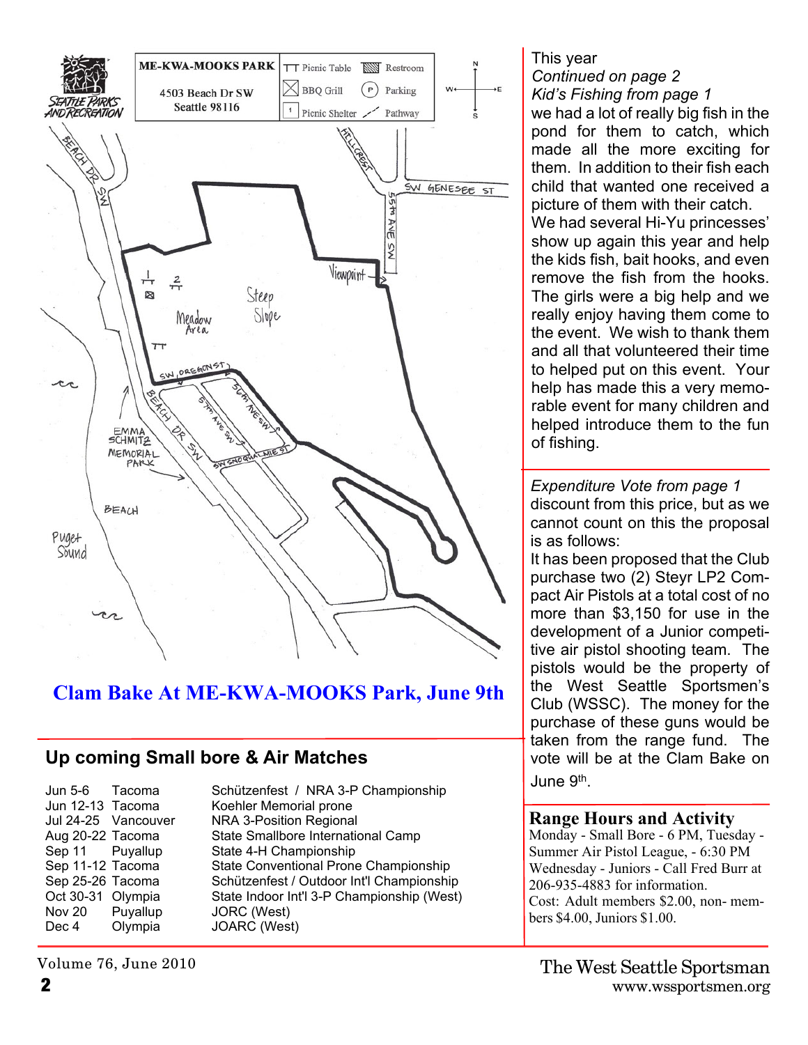ME-KWA-MOOKS PARK
4503 Beach Dr SW
Seattle 98116

Picnic Table · Restroom · BBQ Grill · Parking · Picnic Shelter · Pathway

## Clam Bake At ME-KWA-MOOKS Park, June 9th

## Up coming Small bore & Air Matches

| Date | Location | Event |
|---|---|---|
| Jun 5-6 | Tacoma | Schützenfest / NRA 3-P Championship |
| Jun 12-13 | Tacoma | Koehler Memorial prone |
| Jul 24-25 | Vancouver | NRA 3-Position Regional |
| Aug 20-22 | Tacoma | State Smallbore International Camp |
| Sep 11 | Puyallup | State 4-H Championship |
| Sep 11-12 | Tacoma | State Conventional Prone Championship |
| Sep 25-26 | Tacoma | Schützenfest / Outdoor Int'l Championship |
| Oct 30-31 | Olympia | State Indoor Int'l 3-P Championship (West) |
| Nov 20 | Puyallup | JORC (West) |
| Dec 4 | Olympia | JOARC (West) |

*Kid's Fishing from page 1*

This year we had a lot of really big fish in the pond for them to catch, which made all the more exciting for them. In addition to their fish each child that wanted one received a picture of them with their catch. We had several Hi-Yu princesses' show up again this year and help the kids fish, bait hooks, and even remove the fish from the hooks. The girls were a big help and we really enjoy having them come to the event. We wish to thank them and all that volunteered their time to helped put on this event. Your help has made this a very memorable event for many children and helped introduce them to the fun of fishing.

*Expenditure Vote from page 1*

discount from this price, but as we cannot count on this the proposal is as follows:

It has been proposed that the Club purchase two (2) Steyr LP2 Compact Air Pistols at a total cost of no more than $3,150 for use in the development of a Junior competitive air pistol shooting team. The pistols would be the property of the West Seattle Sportsmen's Club (WSSC). The money for the purchase of these guns would be taken from the range fund. The vote will be at the Clam Bake on June 9th.

## Range Hours and Activity

Monday - Small Bore - 6 PM, Tuesday - Summer Air Pistol League, - 6:30 PM Wednesday - Juniors - Call Fred Burr at 206-935-4883 for information.

Cost: Adult members $2.00, non- members $4.00, Juniors $1.00.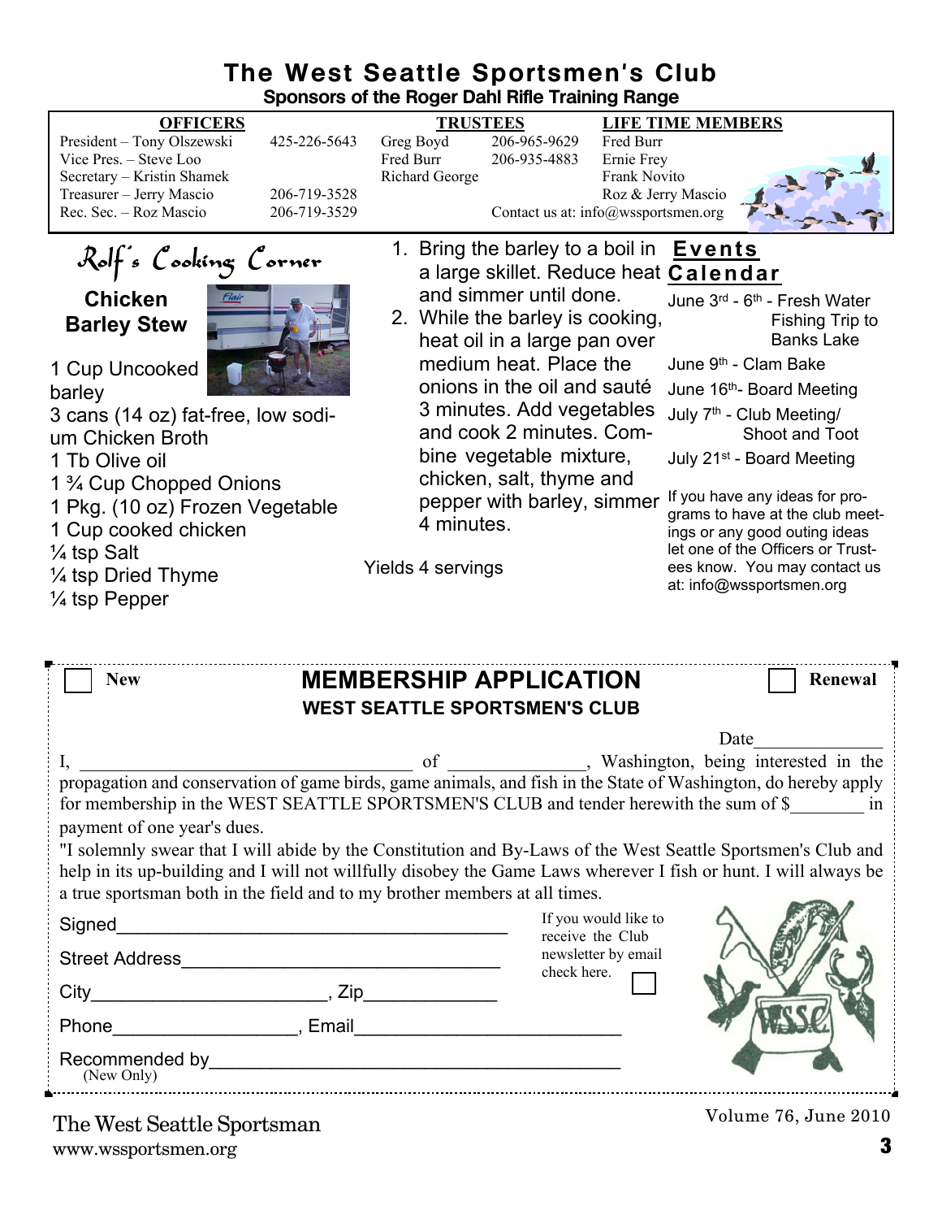# The West Seattle Sportsmen's Club

**Sponsors of the Roger Dahl Rifle Training Range**

| OFFICERS | | TRUSTEES | | LIFE TIME MEMBERS |
|---|---|---|---|---|
| President – Tony Olszewski | 425-226-5643 | Greg Boyd | 206-965-9629 | Fred Burr |
| Vice Pres. – Steve Loo | | Fred Burr | 206-935-4883 | Ernie Frey |
| Secretary – Kristin Shamek | | Richard George | | Frank Novito |
| Treasurer – Jerry Mascio | 206-719-3528 | | | Roz & Jerry Mascio |
| Rec. Sec. – Roz Mascio | 206-719-3529 | | | |

Contact us at: info@wssportsmen.org

## Rolf's Cooking Corner

### Chicken Barley Stew

- 1 Cup Uncooked barley
- 3 cans (14 oz) fat-free, low sodium Chicken Broth
- 1 Tb Olive oil
- 1 ¾ Cup Chopped Onions
- 1 Pkg. (10 oz) Frozen Vegetable
- 1 Cup cooked chicken
- ¼ tsp Salt
- ¼ tsp Dried Thyme
- ¼ tsp Pepper

1. Bring the barley to a boil in a large skillet. Reduce heat and simmer until done.
2. While the barley is cooking, heat oil in a large pan over medium heat. Place the onions in the oil and sauté 3 minutes. Add vegetables and cook 2 minutes. Combine vegetable mixture, chicken, salt, thyme and pepper with barley, simmer 4 minutes.

Yields 4 servings

## Events Calendar

- June 3rd - 6th - Fresh Water Fishing Trip to Banks Lake
- June 9th - Clam Bake
- June 16th- Board Meeting
- July 7th - Club Meeting/ Shoot and Toot
- July 21st - Board Meeting

If you have any ideas for programs to have at the club meetings or any good outing ideas let one of the Officers or Trustees know. You may contact us at: info@wssportsmen.org

---

☐ New ☐ Renewal

## MEMBERSHIP APPLICATION

### WEST SEATTLE SPORTSMEN'S CLUB

Date______________

I, ____________________________________ of ______________, Washington, being interested in the propagation and conservation of game birds, game animals, and fish in the State of Washington, do hereby apply for membership in the WEST SEATTLE SPORTSMEN'S CLUB and tender herewith the sum of $________ in payment of one year's dues.

"I solemnly swear that I will abide by the Constitution and By-Laws of the West Seattle Sportsmen's Club and help in its up-building and I will not willfully disobey the Game Laws wherever I fish or hunt. I will always be a true sportsman both in the field and to my brother members at all times.

Signed________________________________________

Street Address________________________________

City_______________________, Zip_____________

Phone__________________, Email__________________________

Recommended by________________________________________
(New Only)

If you would like to receive the Club newsletter by email check here. ☐

The West Seattle Sportsman
www.wssportsmen.org

Volume 76, June 2010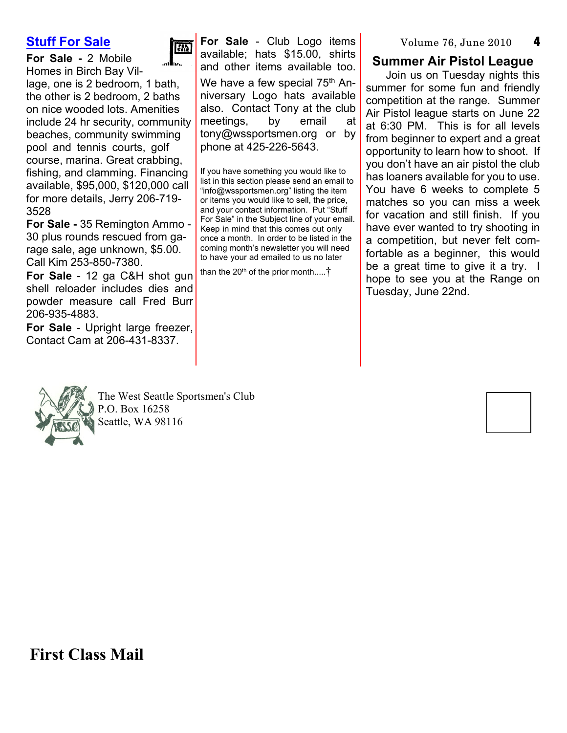## Stuff For Sale

**For Sale -** 2 Mobile Homes in Birch Bay Village, one is 2 bedroom, 1 bath, the other is 2 bedroom, 2 baths on nice wooded lots. Amenities include 24 hr security, community beaches, community swimming pool and tennis courts, golf course, marina. Great crabbing, fishing, and clamming. Financing available, $95,000, $120,000 call for more details, Jerry 206-719-3528

**For Sale -** 35 Remington Ammo - 30 plus rounds rescued from garage sale, age unknown, $5.00. Call Kim 253-850-7380.

**For Sale** - 12 ga C&H shot gun shell reloader includes dies and powder measure call Fred Burr 206-935-4883.

**For Sale** - Upright large freezer, Contact Cam at 206-431-8337.

**For Sale** - Club Logo items available; hats $15.00, shirts and other items available too. We have a few special 75th Anniversary Logo hats available also. Contact Tony at the club meetings, by email at tony@wssportsmen.org or by phone at 425-226-5643.

If you have something you would like to list in this section please send an email to "info@wssportsmen.org" listing the item or items you would like to sell, the price, and your contact information. Put "Stuff For Sale" in the Subject line of your email. Keep in mind that this comes out only once a month. In order to be listed in the coming month's newsletter you will need to have your ad emailed to us no later than the 20th of the prior month.....†

### Summer Air Pistol League

Join us on Tuesday nights this summer for some fun and friendly competition at the range. Summer Air Pistol league starts on June 22 at 6:30 PM. This is for all levels from beginner to expert and a great opportunity to learn how to shoot. If you don't have an air pistol the club has loaners available for you to use. You have 6 weeks to complete 5 matches so you can miss a week for vacation and still finish. If you have ever wanted to try shooting in a competition, but never felt comfortable as a beginner, this would be a great time to give it a try. I hope to see you at the Range on Tuesday, June 22nd.

The West Seattle Sportsmen's Club
P.O. Box 16258
Seattle, WA 98116

**First Class Mail**